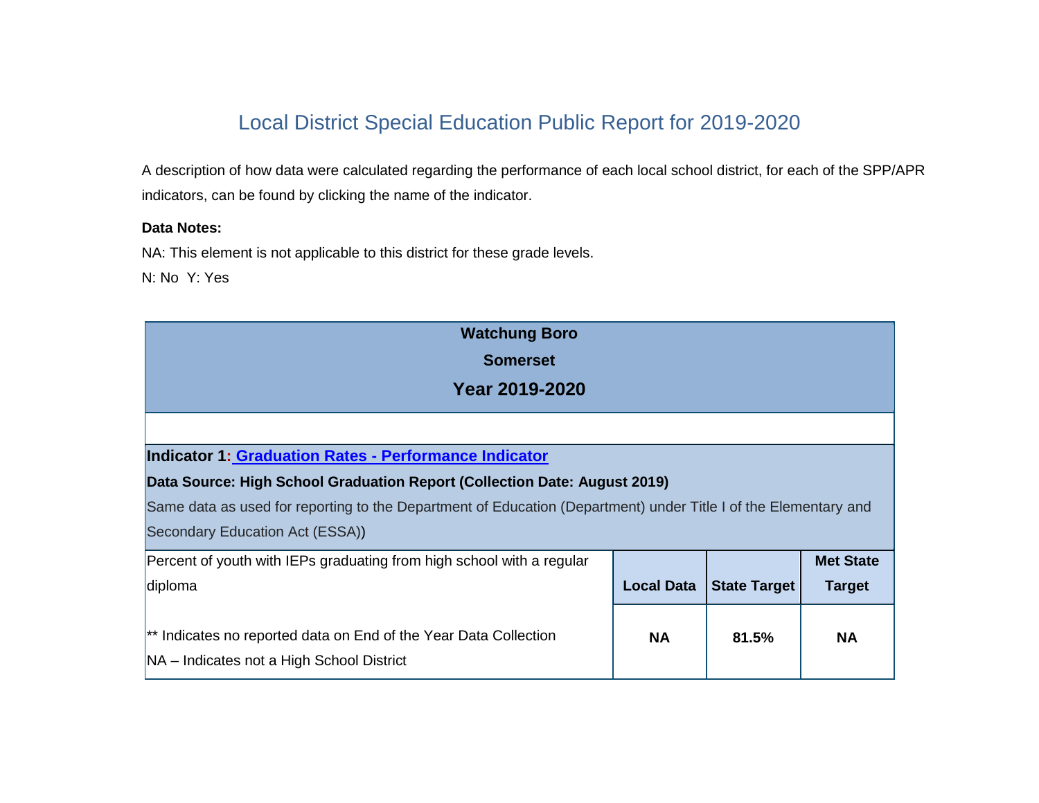# Local District Special Education Public Report for 2019-2020

A description of how data were calculated regarding the performance of each local school district, for each of the SPP/APR indicators, can be found by clicking the name of the indicator.

**Data Notes:**

NA: This element is not applicable to this district for these grade levels.

N: No  Y: Yes

| **Watchung Boro**<br>**Somerset**<br>**Year 2019-2020** | | | |
|---|---|---|---|
| **Indicator 1: Graduation Rates - Performance Indicator**<br>**Data Source: High School Graduation Report (Collection Date: August 2019)**<br>Same data as used for reporting to the Department of Education (Department) under Title I of the Elementary and Secondary Education Act (ESSA)) | | | |
| Percent of youth with IEPs graduating from high school with a regular diploma | **Local Data** | **State Target** | **Met State Target** |
| ** Indicates no reported data on End of the Year Data Collection<br>NA – Indicates not a High School District | **NA** | **81.5%** | **NA** |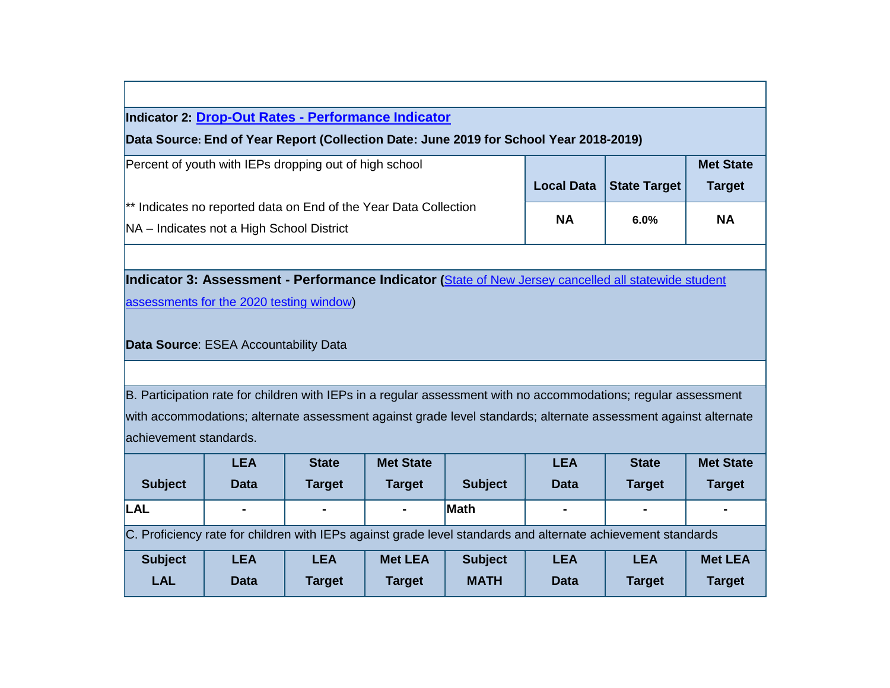**Indicator 2: Drop-Out Rates - Performance Indicator**

**Data Source: End of Year Report (Collection Date: June 2019 for School Year 2018-2019)**

| Percent of youth with IEPs dropping out of high school | Local Data | State Target | Met State Target |
|---|---|---|---|
| ** Indicates no reported data on End of the Year Data Collection<br>NA – Indicates not a High School District | **NA** | **6.0%** | **NA** |

**Indicator 3: Assessment - Performance Indicator** (State of New Jersey cancelled all statewide student assessments for the 2020 testing window)

**Data Source**: ESEA Accountability Data

B. Participation rate for children with IEPs in a regular assessment with no accommodations; regular assessment with accommodations; alternate assessment against grade level standards; alternate assessment against alternate achievement standards.

| Subject | LEA Data | State Target | Met State Target | Subject | LEA Data | State Target | Met State Target |
|---|---|---|---|---|---|---|---|
| **LAL** | - | - | - | **Math** | - | - | - |

C. Proficiency rate for children with IEPs against grade level standards and alternate achievement standards

| Subject LAL | LEA Data | LEA Target | Met LEA Target | Subject MATH | LEA Data | LEA Target | Met LEA Target |
|---|---|---|---|---|---|---|---|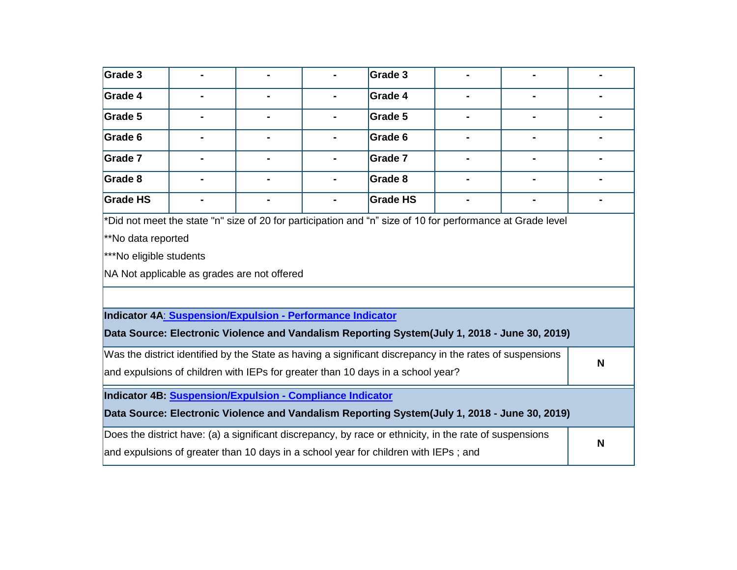| Grade 3 | - | - | - | Grade 3 | - | - | - |
|---|---|---|---|---|---|---|---|
| Grade 4 | - | - | - | Grade 4 | - | - | - |
| Grade 5 | - | - | - | Grade 5 | - | - | - |
| Grade 6 | - | - | - | Grade 6 | - | - | - |
| Grade 7 | - | - | - | Grade 7 | - | - | - |
| Grade 8 | - | - | - | Grade 8 | - | - | - |
| Grade HS | - | - | - | Grade HS | - | - | - |

*Did not meet the state "n" size of 20 for participation and “n” size of 10 for performance at Grade level

**No data reported

***No eligible students

NA Not applicable as grades are not offered

**Indicator 4A: Suspension/Expulsion - Performance Indicator**

**Data Source: Electronic Violence and Vandalism Reporting System(July 1, 2018 - June 30, 2019)**

| Question | Response |
|---|---|
| Was the district identified by the State as having a significant discrepancy in the rates of suspensions and expulsions of children with IEPs for greater than 10 days in a school year? | N |

**Indicator 4B: Suspension/Expulsion - Compliance Indicator**

**Data Source: Electronic Violence and Vandalism Reporting System(July 1, 2018 - June 30, 2019)**

| Question | Response |
|---|---|
| Does the district have: (a) a significant discrepancy, by race or ethnicity, in the rate of suspensions and expulsions of greater than 10 days in a school year for children with IEPs ; and | N |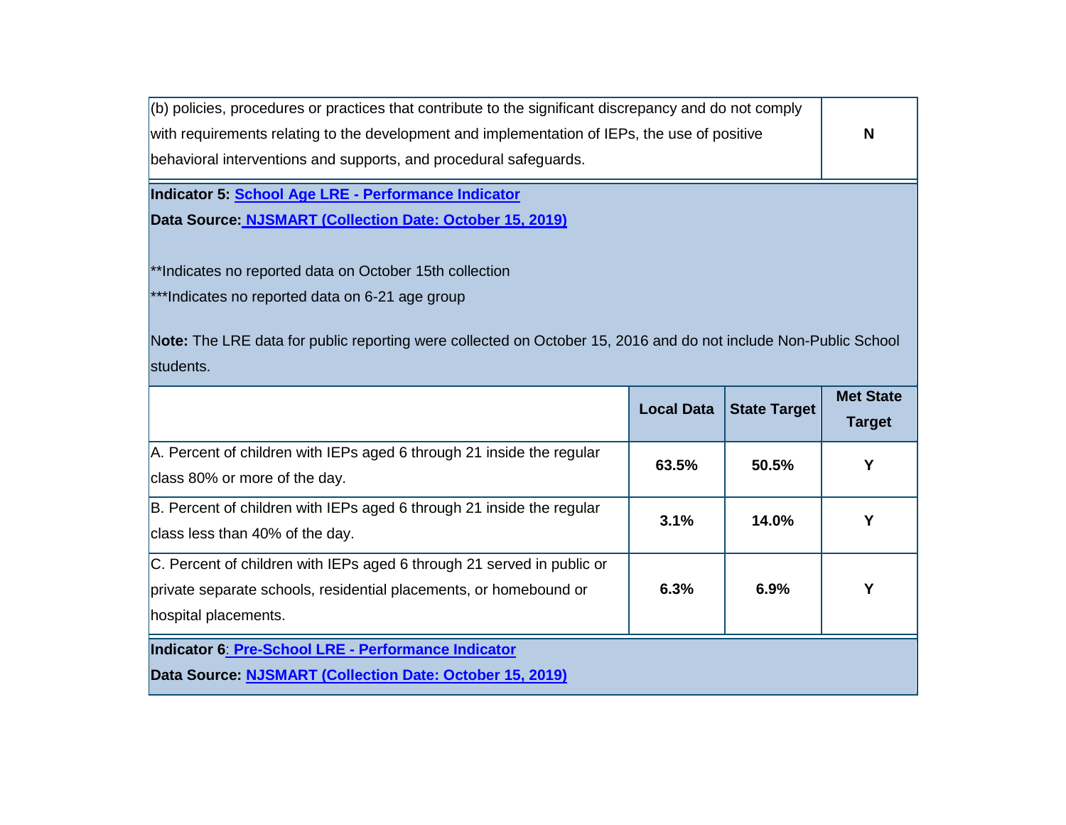| (b) policies, procedures or practices that contribute to the significant discrepancy and do not comply with requirements relating to the development and implementation of IEPs, the use of positive behavioral interventions and supports, and procedural safeguards. | **N** |
|---|---|

**Indicator 5: School Age LRE - Performance Indicator**

**Data Source: NJSMART (Collection Date: October 15, 2019)**

**Indicates no reported data on October 15th collection

***Indicates no reported data on 6-21 age group

N**ote:** The LRE data for public reporting were collected on October 15, 2016 and do not include Non-Public School students.

| | Local Data | State Target | Met State Target |
|---|---|---|---|
| A. Percent of children with IEPs aged 6 through 21 inside the regular class 80% or more of the day. | **63.5%** | **50.5%** | **Y** |
| B. Percent of children with IEPs aged 6 through 21 inside the regular class less than 40% of the day. | **3.1%** | **14.0%** | **Y** |
| C. Percent of children with IEPs aged 6 through 21 served in public or private separate schools, residential placements, or homebound or hospital placements. | **6.3%** | **6.9%** | **Y** |

**Indicator 6: Pre-School LRE - Performance Indicator**

**Data Source: NJSMART (Collection Date: October 15, 2019)**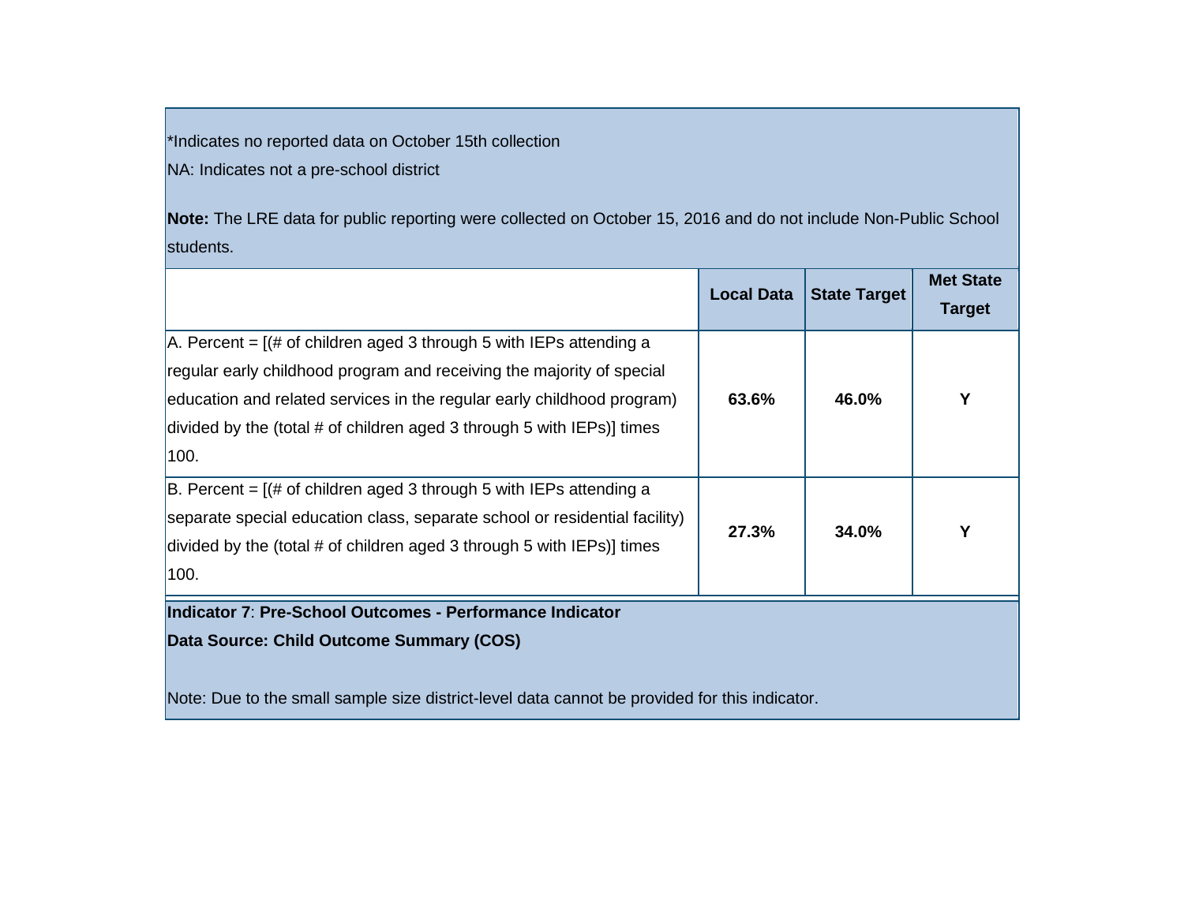*Indicates no reported data on October 15th collection

NA: Indicates not a pre-school district

**Note:** The LRE data for public reporting were collected on October 15, 2016 and do not include Non-Public School students.

| | Local Data | State Target | Met State Target |
|---|---|---|---|
| A. Percent = [(# of children aged 3 through 5 with IEPs attending a regular early childhood program and receiving the majority of special education and related services in the regular early childhood program) divided by the (total # of children aged 3 through 5 with IEPs)] times 100. | **63.6%** | **46.0%** | **Y** |
| B. Percent = [(# of children aged 3 through 5 with IEPs attending a separate special education class, separate school or residential facility) divided by the (total # of children aged 3 through 5 with IEPs)] times 100. | **27.3%** | **34.0%** | **Y** |

**Indicator 7**: **Pre-School Outcomes - Performance Indicator**

**Data Source: Child Outcome Summary (COS)**

Note: Due to the small sample size district-level data cannot be provided for this indicator.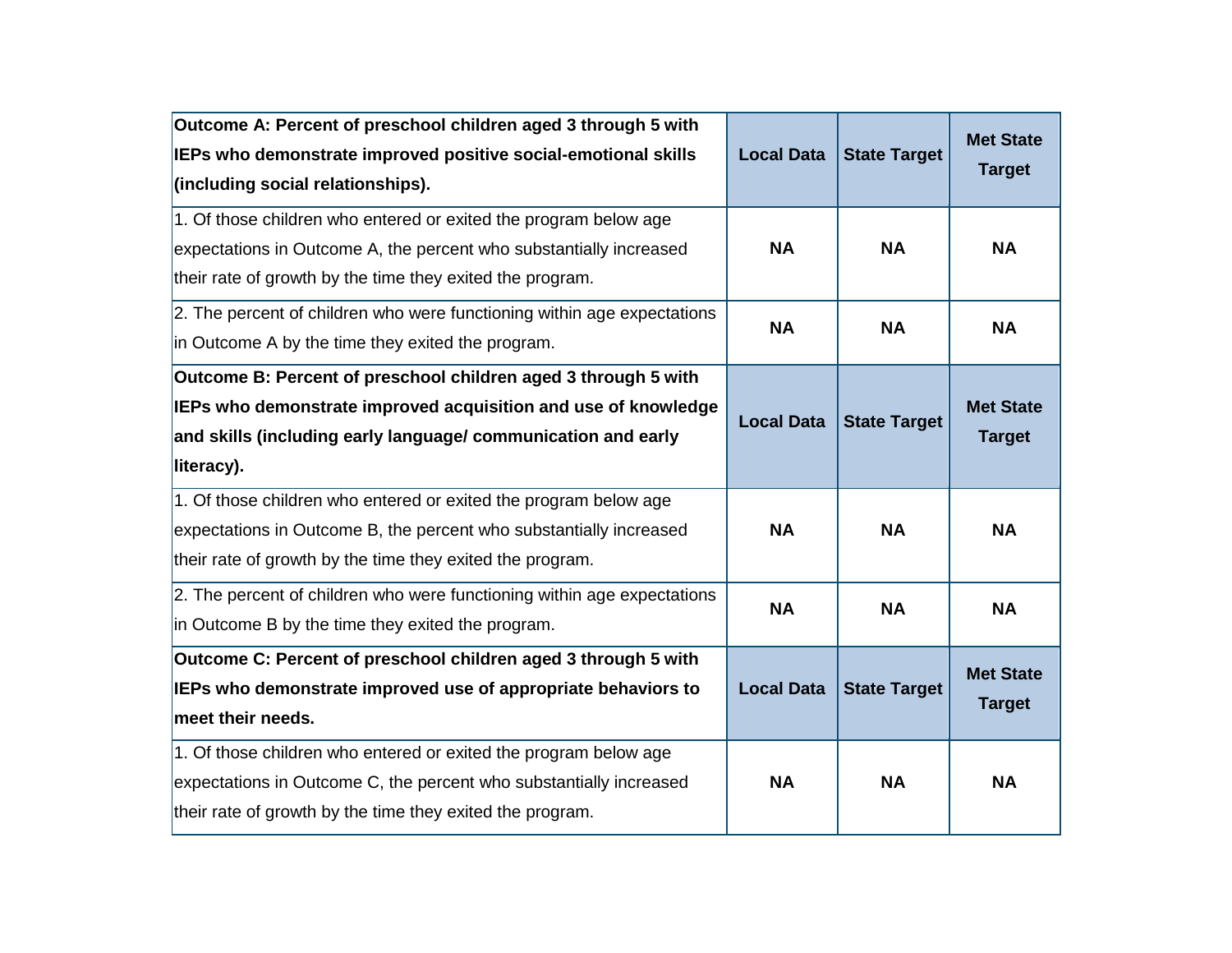| **Outcome A: Percent of preschool children aged 3 through 5 with IEPs who demonstrate improved positive social-emotional skills (including social relationships).** | **Local Data** | **State Target** | **Met State Target** |
|---|---|---|---|
| 1. Of those children who entered or exited the program below age expectations in Outcome A, the percent who substantially increased their rate of growth by the time they exited the program. | **NA** | **NA** | **NA** |
| 2. The percent of children who were functioning within age expectations in Outcome A by the time they exited the program. | **NA** | **NA** | **NA** |
| **Outcome B: Percent of preschool children aged 3 through 5 with IEPs who demonstrate improved acquisition and use of knowledge and skills (including early language/ communication and early literacy).** | **Local Data** | **State Target** | **Met State Target** |
| 1. Of those children who entered or exited the program below age expectations in Outcome B, the percent who substantially increased their rate of growth by the time they exited the program. | **NA** | **NA** | **NA** |
| 2. The percent of children who were functioning within age expectations in Outcome B by the time they exited the program. | **NA** | **NA** | **NA** |
| **Outcome C: Percent of preschool children aged 3 through 5 with IEPs who demonstrate improved use of appropriate behaviors to meet their needs.** | **Local Data** | **State Target** | **Met State Target** |
| 1. Of those children who entered or exited the program below age expectations in Outcome C, the percent who substantially increased their rate of growth by the time they exited the program. | **NA** | **NA** | **NA** |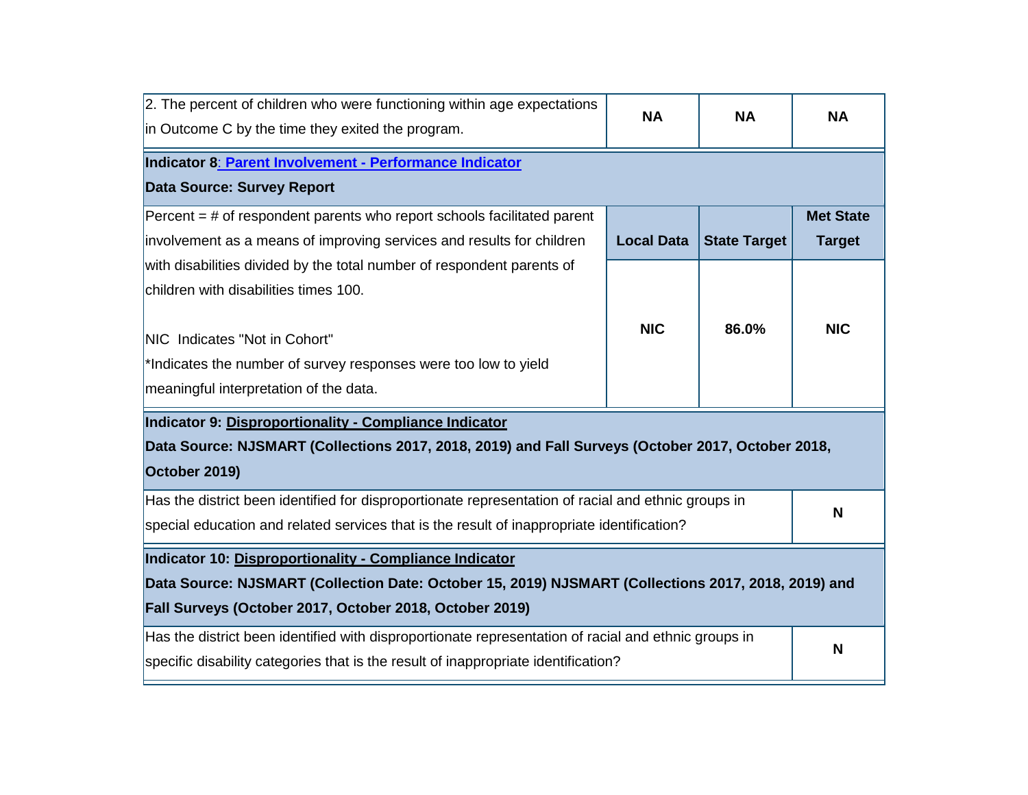| | | | |
|---|---|---|---|
| 2. The percent of children who were functioning within age expectations in Outcome C by the time they exited the program. | **NA** | **NA** | **NA** |

**Indicator 8: Parent Involvement - Performance Indicator**

**Data Source: Survey Report**

| Percent = # of respondent parents who report schools facilitated parent involvement as a means of improving services and results for children with disabilities divided by the total number of respondent parents of children with disabilities times 100.<br><br>NIC Indicates "Not in Cohort"<br>*Indicates the number of survey responses were too low to yield meaningful interpretation of the data. | **Local Data** | **State Target** | **Met State Target** |
|---|---|---|---|
| | **NIC** | **86.0%** | **NIC** |

**Indicator 9: Disproportionality - Compliance Indicator**

**Data Source: NJSMART (Collections 2017, 2018, 2019) and Fall Surveys (October 2017, October 2018, October 2019)**

| | |
|---|---|
| Has the district been identified for disproportionate representation of racial and ethnic groups in special education and related services that is the result of inappropriate identification? | **N** |

**Indicator 10: Disproportionality - Compliance Indicator**

**Data Source: NJSMART (Collection Date: October 15, 2019) NJSMART (Collections 2017, 2018, 2019) and Fall Surveys (October 2017, October 2018, October 2019)**

| | |
|---|---|
| Has the district been identified with disproportionate representation of racial and ethnic groups in specific disability categories that is the result of inappropriate identification? | **N** |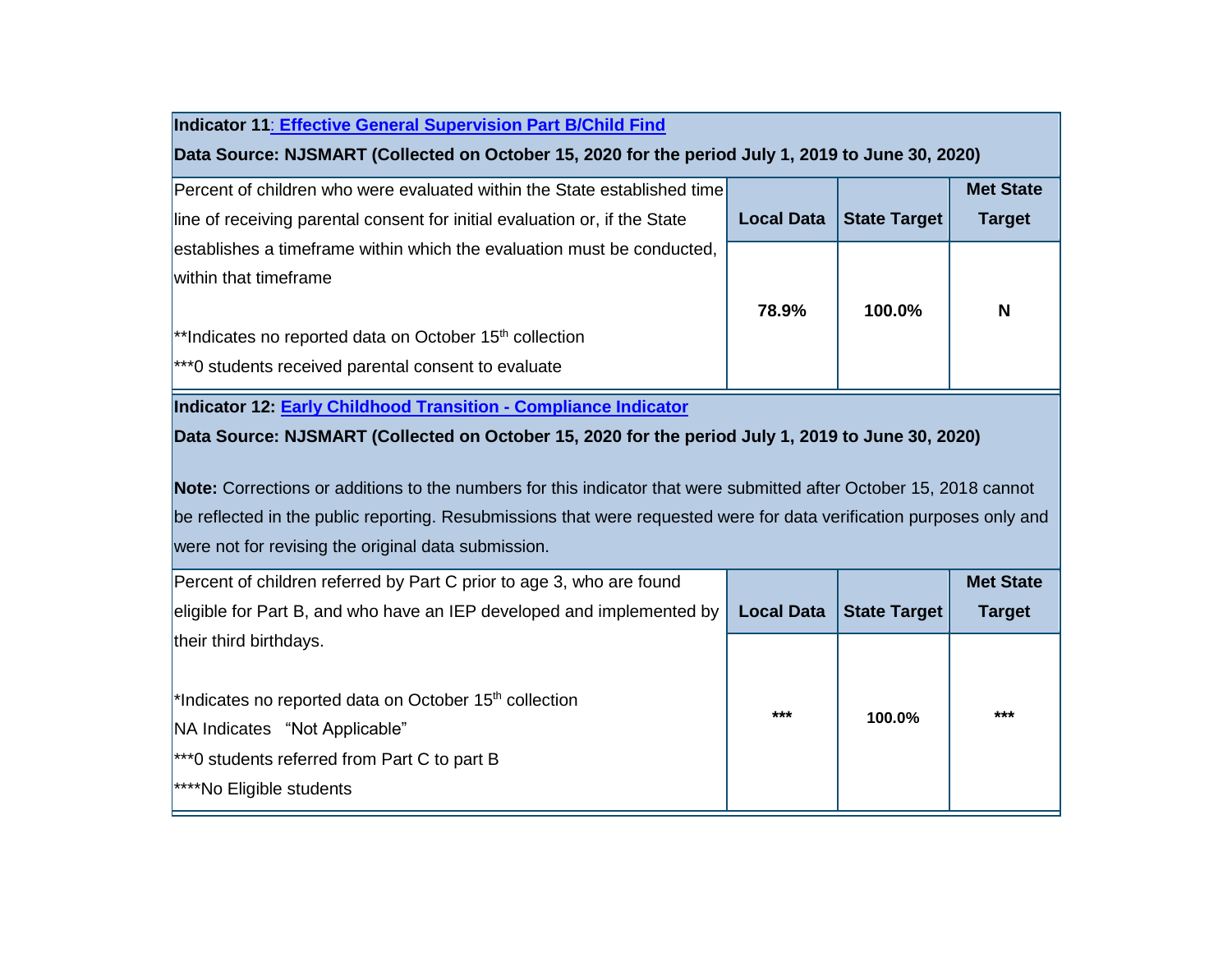**Indicator 11**: [Effective General Supervision Part B/Child Find]

**Data Source: NJSMART (Collected on October 15, 2020 for the period July 1, 2019 to June 30, 2020)**

| Percent of children who were evaluated within the State established time line of receiving parental consent for initial evaluation or, if the State establishes a timeframe within which the evaluation must be conducted, within that timeframe<br><br>**Indicates no reported data on October 15th collection<br>***0 students received parental consent to evaluate | Local Data | State Target | Met State Target |
|---|---|---|---|
| | **78.9%** | **100.0%** | **N** |

**Indicator 12:** [Early Childhood Transition - Compliance Indicator]

**Data Source: NJSMART (Collected on October 15, 2020 for the period July 1, 2019 to June 30, 2020)**

**Note:** Corrections or additions to the numbers for this indicator that were submitted after October 15, 2018 cannot be reflected in the public reporting. Resubmissions that were requested were for data verification purposes only and were not for revising the original data submission.

| Percent of children referred by Part C prior to age 3, who are found eligible for Part B, and who have an IEP developed and implemented by their third birthdays.<br><br>*Indicates no reported data on October 15th collection<br>NA Indicates "Not Applicable"<br>***0 students referred from Part C to part B<br>****No Eligible students | Local Data | State Target | Met State Target |
|---|---|---|---|
| | *** | 100.0% | *** |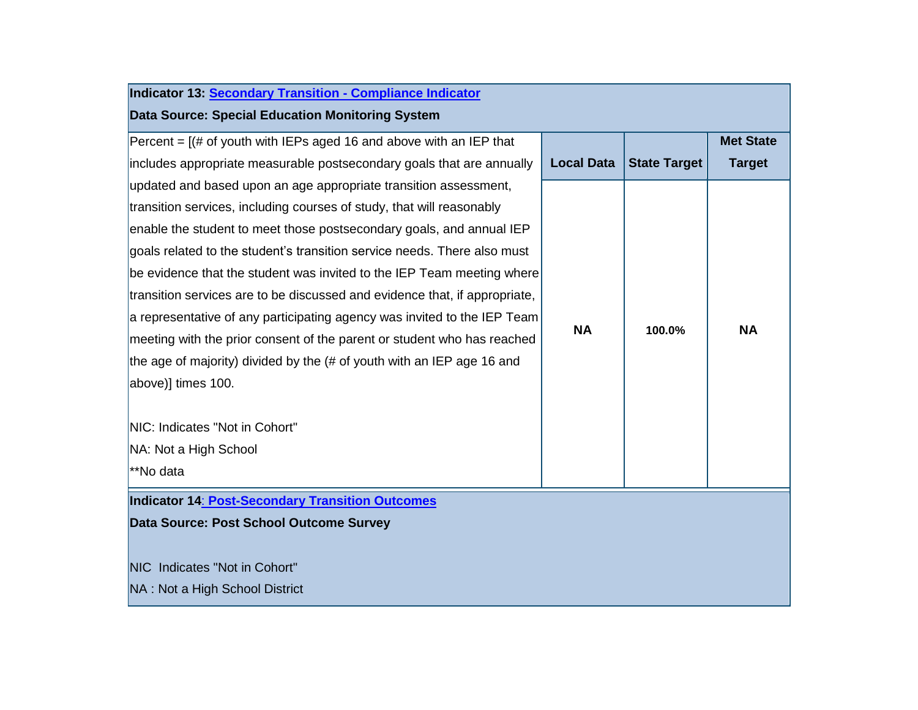**Indicator 13: Secondary Transition - Compliance Indicator**

**Data Source: Special Education Monitoring System**

| Percent = [(# of youth with IEPs aged 16 and above with an IEP that includes appropriate measurable postsecondary goals that are annually updated and based upon an age appropriate transition assessment, transition services, including courses of study, that will reasonably enable the student to meet those postsecondary goals, and annual IEP goals related to the student's transition service needs. There also must be evidence that the student was invited to the IEP Team meeting where transition services are to be discussed and evidence that, if appropriate, a representative of any participating agency was invited to the IEP Team meeting with the prior consent of the parent or student who has reached the age of majority) divided by the (# of youth with an IEP age 16 and above)] times 100.<br><br>NIC: Indicates "Not in Cohort"<br>NA: Not a High School<br>**No data | **Local Data** | **State Target** | **Met State Target** |
|---|---|---|---|
| | **NA** | **100.0%** | **NA** |

**Indicator 14: Post-Secondary Transition Outcomes**

**Data Source: Post School Outcome Survey**

NIC Indicates "Not in Cohort"

NA : Not a High School District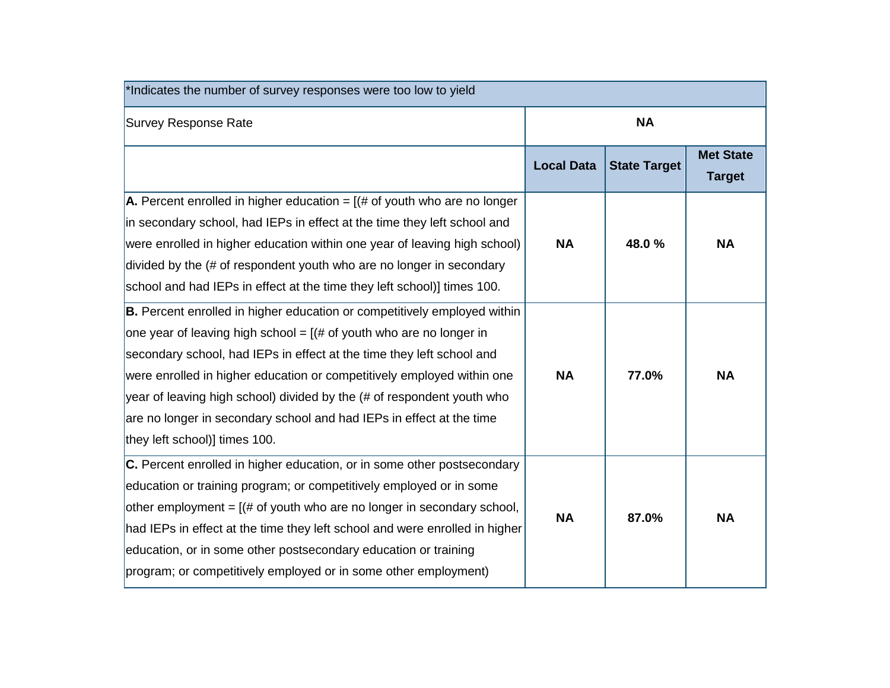| *Indicates the number of survey responses were too low to yield | | | |
|---|---|---|---|
| Survey Response Rate | NA | | |
| | **Local Data** | **State Target** | **Met State Target** |
| **A.** Percent enrolled in higher education = [(# of youth who are no longer in secondary school, had IEPs in effect at the time they left school and were enrolled in higher education within one year of leaving high school) divided by the (# of respondent youth who are no longer in secondary school and had IEPs in effect at the time they left school)] times 100. | **NA** | **48.0 %** | **NA** |
| **B.** Percent enrolled in higher education or competitively employed within one year of leaving high school = [(# of youth who are no longer in secondary school, had IEPs in effect at the time they left school and were enrolled in higher education or competitively employed within one year of leaving high school) divided by the (# of respondent youth who are no longer in secondary school and had IEPs in effect at the time they left school)] times 100. | **NA** | **77.0%** | **NA** |
| **C.** Percent enrolled in higher education, or in some other postsecondary education or training program; or competitively employed or in some other employment = [(# of youth who are no longer in secondary school, had IEPs in effect at the time they left school and were enrolled in higher education, or in some other postsecondary education or training program; or competitively employed or in some other employment) | **NA** | **87.0%** | **NA** |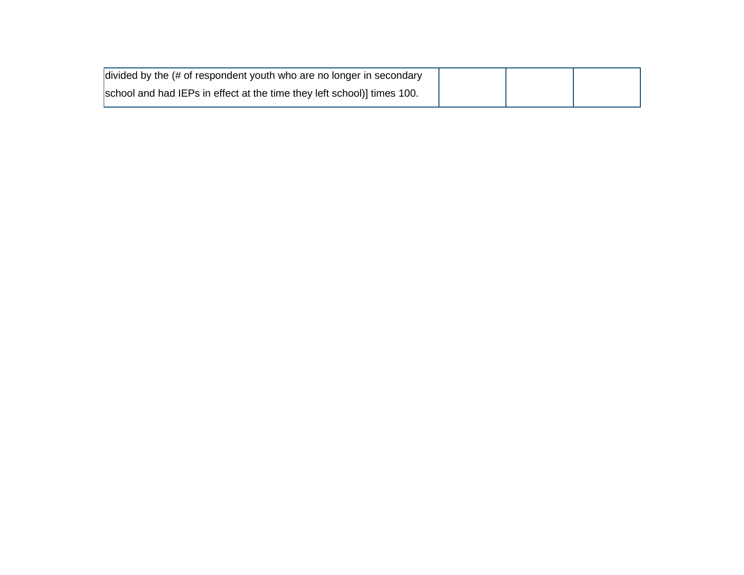| | | | |
|---|---|---|---|
| divided by the (# of respondent youth who are no longer in secondary school and had IEPs in effect at the time they left school)] times 100. | | | |